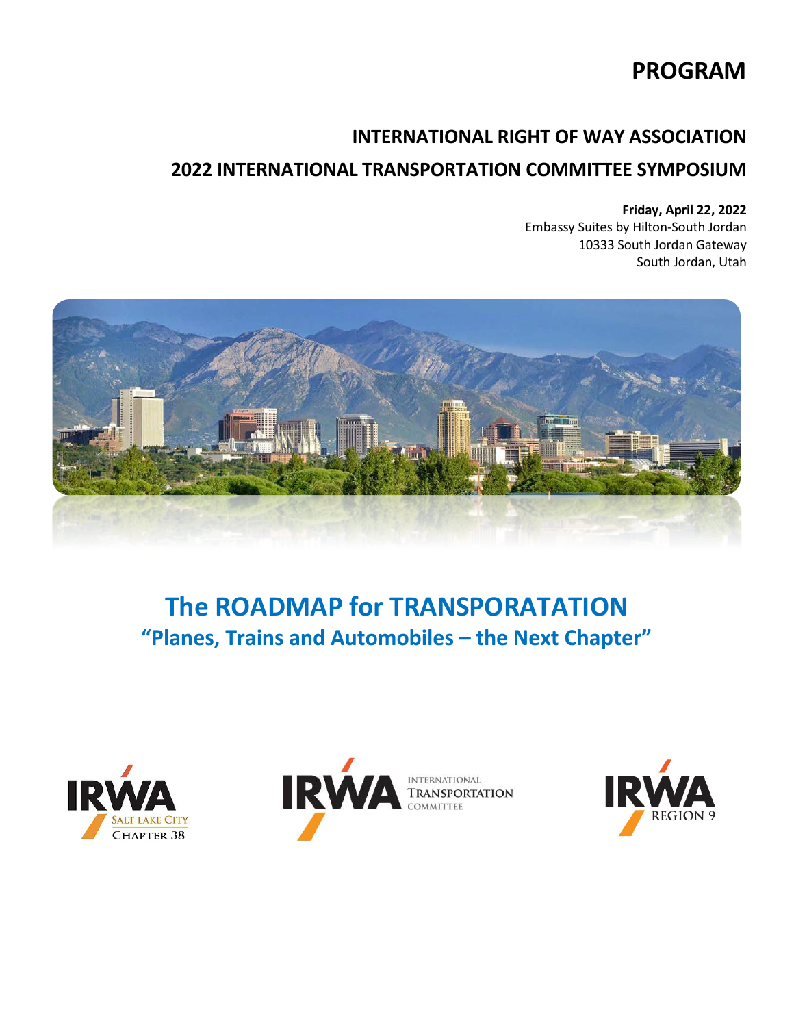# PROGRAM

## INTERNATIONAL RIGHT OF WAY ASSOCIATION

## 2022 INTERNATIONAL TRANSPORTATION COMMITTEE SYMPOSIUM

**Friday, April 22, 2022**
Embassy Suites by Hilton-South Jordan
10333 South Jordan Gateway
South Jordan, Utah

# The ROADMAP for TRANSPORATATION

## "Planes, Trains and Automobiles – the Next Chapter"

IRWA Salt Lake City Chapter 38

IRWA International Transportation Committee

IRWA Region 9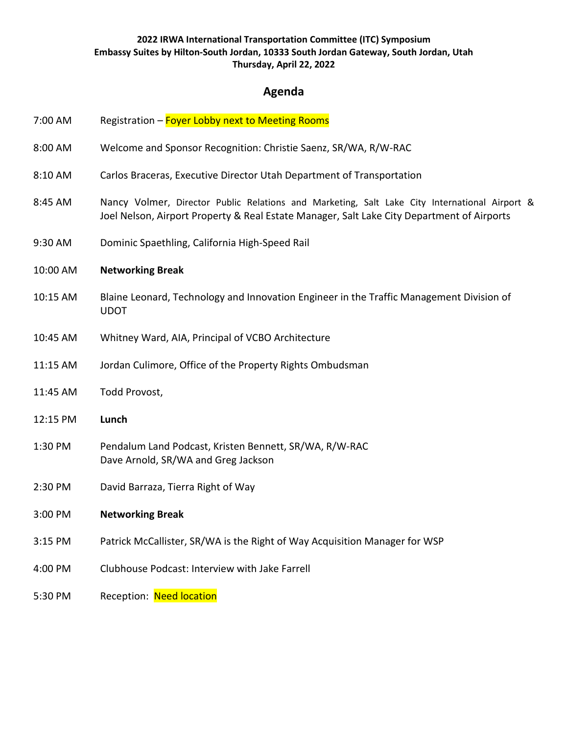**2022 IRWA International Transportation Committee (ITC) Symposium**
**Embassy Suites by Hilton-South Jordan, 10333 South Jordan Gateway, South Jordan, Utah**
**Thursday, April 22, 2022**

## Agenda

| | |
|---|---|
| 7:00 AM | Registration – Foyer Lobby next to Meeting Rooms |
| 8:00 AM | Welcome and Sponsor Recognition: Christie Saenz, SR/WA, R/W-RAC |
| 8:10 AM | Carlos Braceras, Executive Director Utah Department of Transportation |
| 8:45 AM | Nancy Volmer, Director Public Relations and Marketing, Salt Lake City International Airport & Joel Nelson, Airport Property & Real Estate Manager, Salt Lake City Department of Airports |
| 9:30 AM | Dominic Spaethling, California High-Speed Rail |
| 10:00 AM | **Networking Break** |
| 10:15 AM | Blaine Leonard, Technology and Innovation Engineer in the Traffic Management Division of UDOT |
| 10:45 AM | Whitney Ward, AIA, Principal of VCBO Architecture |
| 11:15 AM | Jordan Culimore, Office of the Property Rights Ombudsman |
| 11:45 AM | Todd Provost, |
| 12:15 PM | **Lunch** |
| 1:30 PM | Pendalum Land Podcast, Kristen Bennett, SR/WA, R/W-RAC<br>Dave Arnold, SR/WA and Greg Jackson |
| 2:30 PM | David Barraza, Tierra Right of Way |
| 3:00 PM | **Networking Break** |
| 3:15 PM | Patrick McCallister, SR/WA is the Right of Way Acquisition Manager for WSP |
| 4:00 PM | Clubhouse Podcast: Interview with Jake Farrell |
| 5:30 PM | Reception: Need location |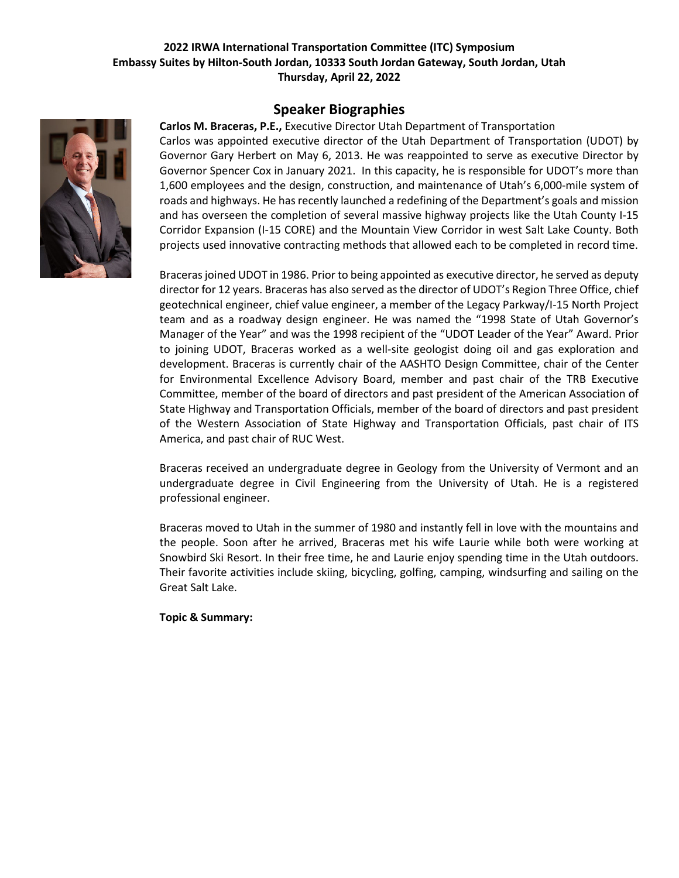**2022 IRWA International Transportation Committee (ITC) Symposium**
**Embassy Suites by Hilton-South Jordan, 10333 South Jordan Gateway, South Jordan, Utah**
**Thursday, April 22, 2022**

## Speaker Biographies

**Carlos M. Braceras, P.E.,** Executive Director Utah Department of Transportation

Carlos was appointed executive director of the Utah Department of Transportation (UDOT) by Governor Gary Herbert on May 6, 2013. He was reappointed to serve as executive Director by Governor Spencer Cox in January 2021. In this capacity, he is responsible for UDOT's more than 1,600 employees and the design, construction, and maintenance of Utah's 6,000-mile system of roads and highways. He has recently launched a redefining of the Department's goals and mission and has overseen the completion of several massive highway projects like the Utah County I-15 Corridor Expansion (I-15 CORE) and the Mountain View Corridor in west Salt Lake County. Both projects used innovative contracting methods that allowed each to be completed in record time.

Braceras joined UDOT in 1986. Prior to being appointed as executive director, he served as deputy director for 12 years. Braceras has also served as the director of UDOT's Region Three Office, chief geotechnical engineer, chief value engineer, a member of the Legacy Parkway/I-15 North Project team and as a roadway design engineer. He was named the "1998 State of Utah Governor's Manager of the Year" and was the 1998 recipient of the "UDOT Leader of the Year" Award. Prior to joining UDOT, Braceras worked as a well-site geologist doing oil and gas exploration and development. Braceras is currently chair of the AASHTO Design Committee, chair of the Center for Environmental Excellence Advisory Board, member and past chair of the TRB Executive Committee, member of the board of directors and past president of the American Association of State Highway and Transportation Officials, member of the board of directors and past president of the Western Association of State Highway and Transportation Officials, past chair of ITS America, and past chair of RUC West.

Braceras received an undergraduate degree in Geology from the University of Vermont and an undergraduate degree in Civil Engineering from the University of Utah. He is a registered professional engineer.

Braceras moved to Utah in the summer of 1980 and instantly fell in love with the mountains and the people. Soon after he arrived, Braceras met his wife Laurie while both were working at Snowbird Ski Resort. In their free time, he and Laurie enjoy spending time in the Utah outdoors. Their favorite activities include skiing, bicycling, golfing, camping, windsurfing and sailing on the Great Salt Lake.

**Topic & Summary:**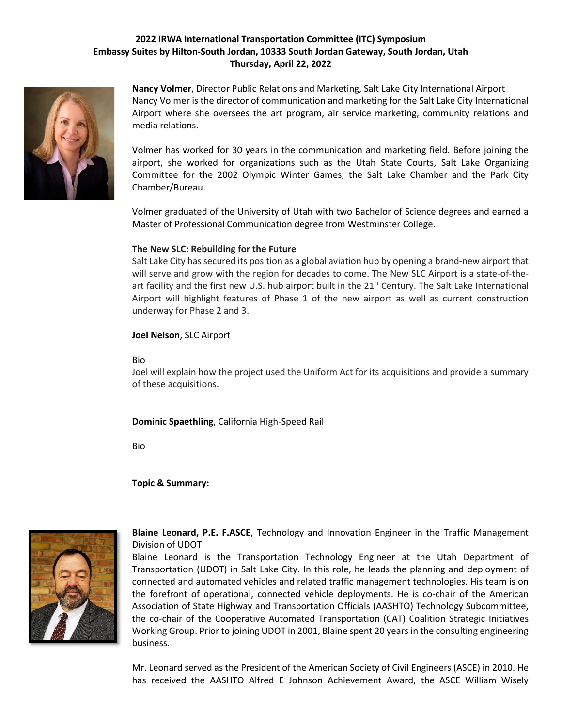**2022 IRWA International Transportation Committee (ITC) Symposium**
**Embassy Suites by Hilton-South Jordan, 10333 South Jordan Gateway, South Jordan, Utah**
**Thursday, April 22, 2022**

**Nancy Volmer**, Director Public Relations and Marketing, Salt Lake City International Airport
Nancy Volmer is the director of communication and marketing for the Salt Lake City International Airport where she oversees the art program, air service marketing, community relations and media relations.

Volmer has worked for 30 years in the communication and marketing field. Before joining the airport, she worked for organizations such as the Utah State Courts, Salt Lake Organizing Committee for the 2002 Olympic Winter Games, the Salt Lake Chamber and the Park City Chamber/Bureau.

Volmer graduated of the University of Utah with two Bachelor of Science degrees and earned a Master of Professional Communication degree from Westminster College.

**The New SLC: Rebuilding for the Future**
Salt Lake City has secured its position as a global aviation hub by opening a brand-new airport that will serve and grow with the region for decades to come. The New SLC Airport is a state-of-the-art facility and the first new U.S. hub airport built in the 21st Century. The Salt Lake International Airport will highlight features of Phase 1 of the new airport as well as current construction underway for Phase 2 and 3.

**Joel Nelson**, SLC Airport

Bio
Joel will explain how the project used the Uniform Act for its acquisitions and provide a summary of these acquisitions.

**Dominic Spaethling**, California High-Speed Rail

Bio

**Topic & Summary:**

**Blaine Leonard, P.E. F.ASCE**, Technology and Innovation Engineer in the Traffic Management Division of UDOT
Blaine Leonard is the Transportation Technology Engineer at the Utah Department of Transportation (UDOT) in Salt Lake City. In this role, he leads the planning and deployment of connected and automated vehicles and related traffic management technologies. His team is on the forefront of operational, connected vehicle deployments. He is co-chair of the American Association of State Highway and Transportation Officials (AASHTO) Technology Subcommittee, the co-chair of the Cooperative Automated Transportation (CAT) Coalition Strategic Initiatives Working Group. Prior to joining UDOT in 2001, Blaine spent 20 years in the consulting engineering business.

Mr. Leonard served as the President of the American Society of Civil Engineers (ASCE) in 2010. He has received the AASHTO Alfred E Johnson Achievement Award, the ASCE William Wisely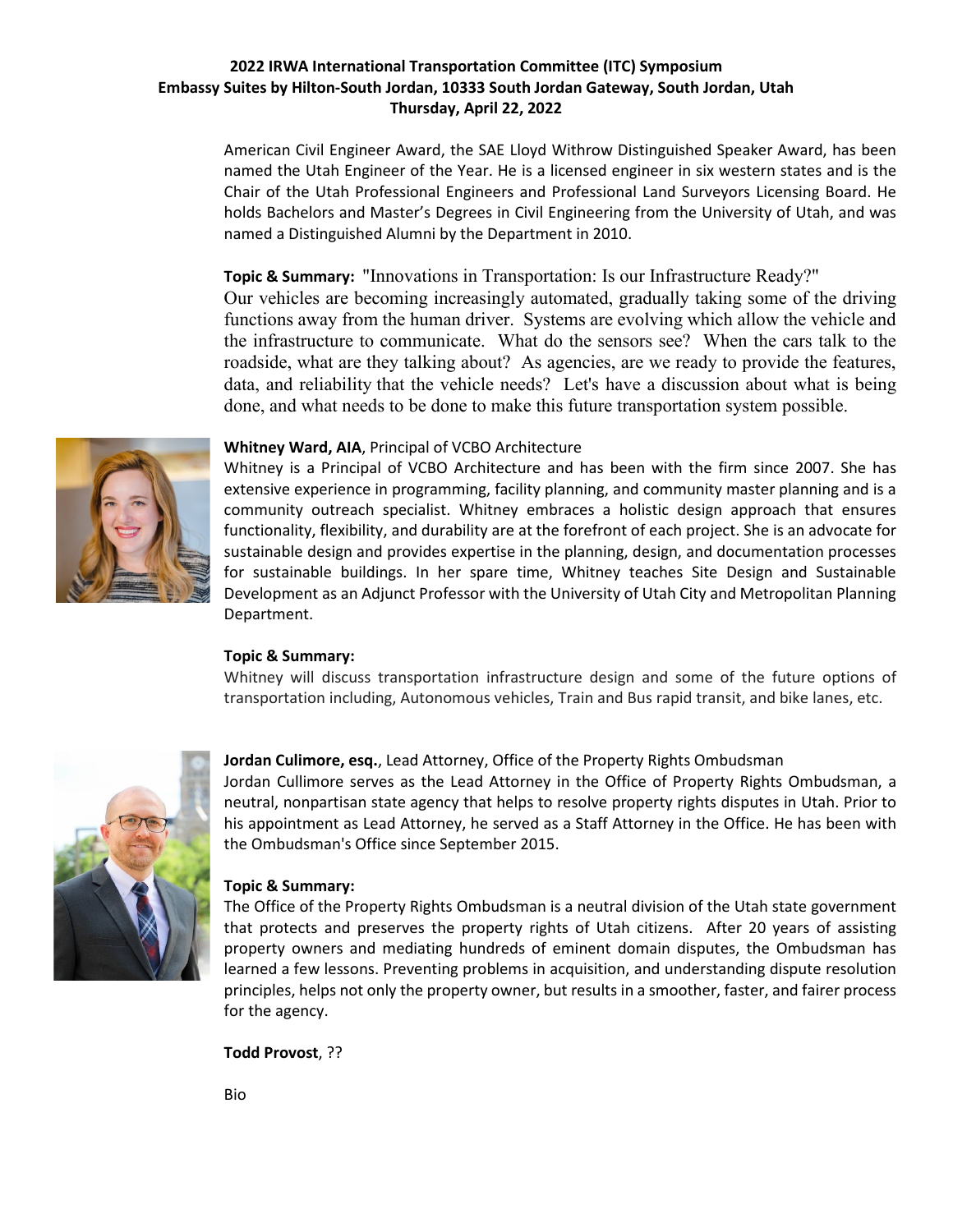American Civil Engineer Award, the SAE Lloyd Withrow Distinguished Speaker Award, has been named the Utah Engineer of the Year. He is a licensed engineer in six western states and is the Chair of the Utah Professional Engineers and Professional Land Surveyors Licensing Board. He holds Bachelors and Master's Degrees in Civil Engineering from the University of Utah, and was named a Distinguished Alumni by the Department in 2010.

**Topic & Summary:** "Innovations in Transportation: Is our Infrastructure Ready?"
Our vehicles are becoming increasingly automated, gradually taking some of the driving functions away from the human driver. Systems are evolving which allow the vehicle and the infrastructure to communicate. What do the sensors see? When the cars talk to the roadside, what are they talking about? As agencies, are we ready to provide the features, data, and reliability that the vehicle needs? Let's have a discussion about what is being done, and what needs to be done to make this future transportation system possible.

**Whitney Ward, AIA**, Principal of VCBO Architecture
Whitney is a Principal of VCBO Architecture and has been with the firm since 2007. She has extensive experience in programming, facility planning, and community master planning and is a community outreach specialist. Whitney embraces a holistic design approach that ensures functionality, flexibility, and durability are at the forefront of each project. She is an advocate for sustainable design and provides expertise in the planning, design, and documentation processes for sustainable buildings. In her spare time, Whitney teaches Site Design and Sustainable Development as an Adjunct Professor with the University of Utah City and Metropolitan Planning Department.

**Topic & Summary:**
Whitney will discuss transportation infrastructure design and some of the future options of transportation including, Autonomous vehicles, Train and Bus rapid transit, and bike lanes, etc.

**Jordan Culimore, esq.**, Lead Attorney, Office of the Property Rights Ombudsman
Jordan Cullimore serves as the Lead Attorney in the Office of Property Rights Ombudsman, a neutral, nonpartisan state agency that helps to resolve property rights disputes in Utah. Prior to his appointment as Lead Attorney, he served as a Staff Attorney in the Office. He has been with the Ombudsman's Office since September 2015.

**Topic & Summary:**
The Office of the Property Rights Ombudsman is a neutral division of the Utah state government that protects and preserves the property rights of Utah citizens. After 20 years of assisting property owners and mediating hundreds of eminent domain disputes, the Ombudsman has learned a few lessons. Preventing problems in acquisition, and understanding dispute resolution principles, helps not only the property owner, but results in a smoother, faster, and fairer process for the agency.

**Todd Provost**, ??

Bio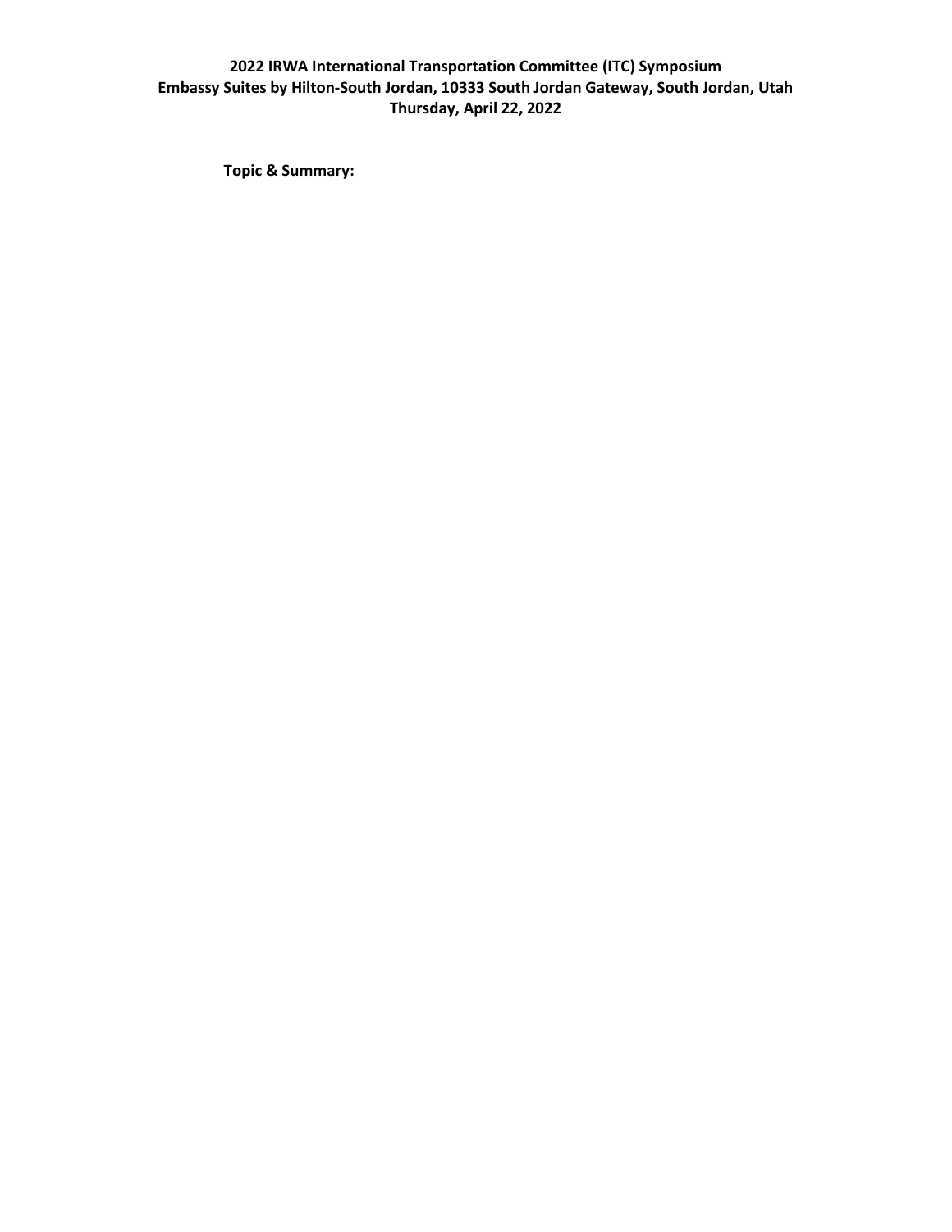**2022 IRWA International Transportation Committee (ITC) Symposium**
**Embassy Suites by Hilton-South Jordan, 10333 South Jordan Gateway, South Jordan, Utah**
**Thursday, April 22, 2022**

**Topic & Summary:**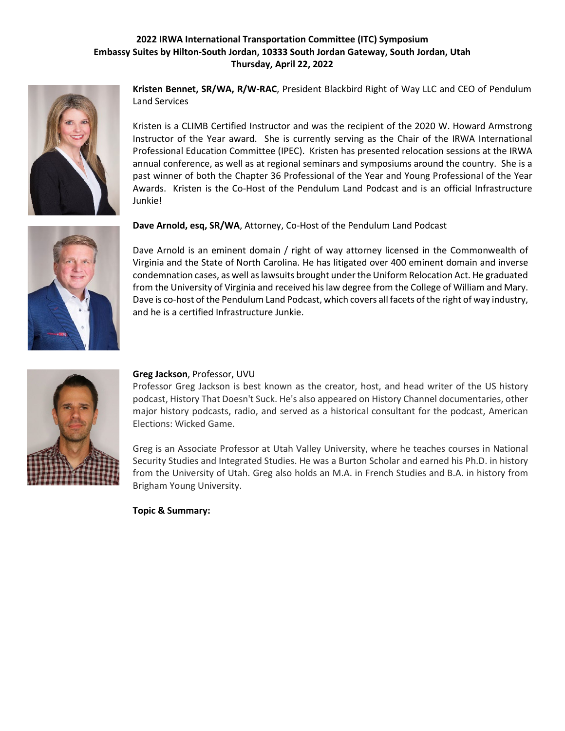**2022 IRWA International Transportation Committee (ITC) Symposium**
**Embassy Suites by Hilton-South Jordan, 10333 South Jordan Gateway, South Jordan, Utah**
**Thursday, April 22, 2022**

**Kristen Bennet, SR/WA, R/W-RAC**, President Blackbird Right of Way LLC and CEO of Pendulum Land Services

Kristen is a CLIMB Certified Instructor and was the recipient of the 2020 W. Howard Armstrong Instructor of the Year award. She is currently serving as the Chair of the IRWA International Professional Education Committee (IPEC). Kristen has presented relocation sessions at the IRWA annual conference, as well as at regional seminars and symposiums around the country. She is a past winner of both the Chapter 36 Professional of the Year and Young Professional of the Year Awards. Kristen is the Co-Host of the Pendulum Land Podcast and is an official Infrastructure Junkie!

**Dave Arnold, esq, SR/WA**, Attorney, Co-Host of the Pendulum Land Podcast

Dave Arnold is an eminent domain / right of way attorney licensed in the Commonwealth of Virginia and the State of North Carolina. He has litigated over 400 eminent domain and inverse condemnation cases, as well as lawsuits brought under the Uniform Relocation Act. He graduated from the University of Virginia and received his law degree from the College of William and Mary. Dave is co-host of the Pendulum Land Podcast, which covers all facets of the right of way industry, and he is a certified Infrastructure Junkie.

**Greg Jackson**, Professor, UVU

Professor Greg Jackson is best known as the creator, host, and head writer of the US history podcast, History That Doesn't Suck. He's also appeared on History Channel documentaries, other major history podcasts, radio, and served as a historical consultant for the podcast, American Elections: Wicked Game.

Greg is an Associate Professor at Utah Valley University, where he teaches courses in National Security Studies and Integrated Studies. He was a Burton Scholar and earned his Ph.D. in history from the University of Utah. Greg also holds an M.A. in French Studies and B.A. in history from Brigham Young University.

**Topic & Summary:**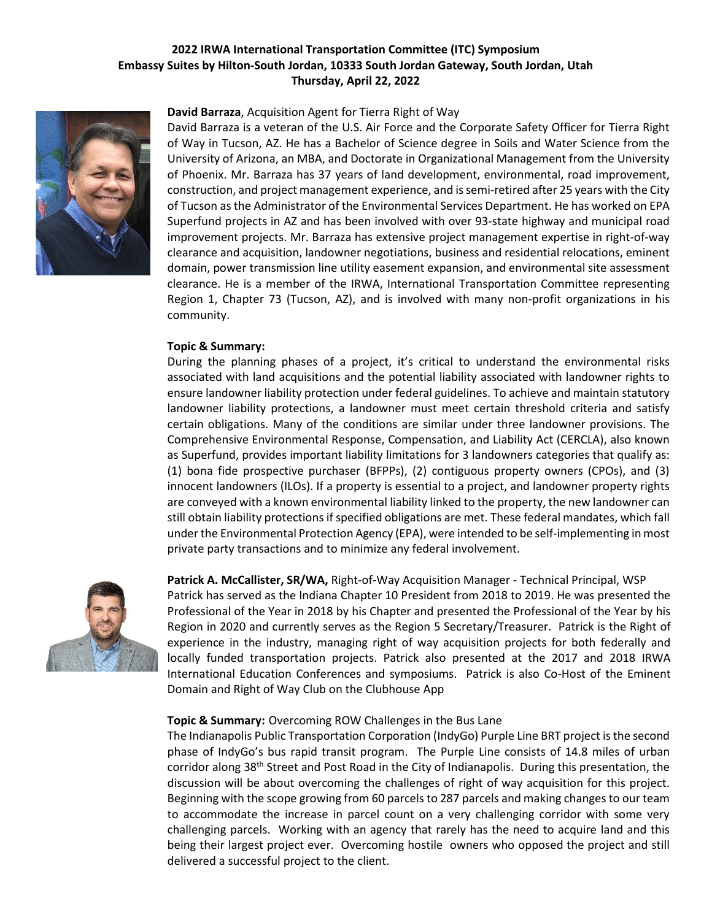**2022 IRWA International Transportation Committee (ITC) Symposium**
**Embassy Suites by Hilton-South Jordan, 10333 South Jordan Gateway, South Jordan, Utah**
**Thursday, April 22, 2022**

**David Barraza**, Acquisition Agent for Tierra Right of Way

David Barraza is a veteran of the U.S. Air Force and the Corporate Safety Officer for Tierra Right of Way in Tucson, AZ. He has a Bachelor of Science degree in Soils and Water Science from the University of Arizona, an MBA, and Doctorate in Organizational Management from the University of Phoenix. Mr. Barraza has 37 years of land development, environmental, road improvement, construction, and project management experience, and is semi-retired after 25 years with the City of Tucson as the Administrator of the Environmental Services Department. He has worked on EPA Superfund projects in AZ and has been involved with over 93-state highway and municipal road improvement projects. Mr. Barraza has extensive project management expertise in right-of-way clearance and acquisition, landowner negotiations, business and residential relocations, eminent domain, power transmission line utility easement expansion, and environmental site assessment clearance. He is a member of the IRWA, International Transportation Committee representing Region 1, Chapter 73 (Tucson, AZ), and is involved with many non-profit organizations in his community.

**Topic & Summary:**

During the planning phases of a project, it's critical to understand the environmental risks associated with land acquisitions and the potential liability associated with landowner rights to ensure landowner liability protection under federal guidelines. To achieve and maintain statutory landowner liability protections, a landowner must meet certain threshold criteria and satisfy certain obligations. Many of the conditions are similar under three landowner provisions. The Comprehensive Environmental Response, Compensation, and Liability Act (CERCLA), also known as Superfund, provides important liability limitations for 3 landowners categories that qualify as: (1) bona fide prospective purchaser (BFPPs), (2) contiguous property owners (CPOs), and (3) innocent landowners (ILOs). If a property is essential to a project, and landowner property rights are conveyed with a known environmental liability linked to the property, the new landowner can still obtain liability protections if specified obligations are met. These federal mandates, which fall under the Environmental Protection Agency (EPA), were intended to be self-implementing in most private party transactions and to minimize any federal involvement.

**Patrick A. McCallister, SR/WA,** Right-of-Way Acquisition Manager - Technical Principal, WSP

Patrick has served as the Indiana Chapter 10 President from 2018 to 2019. He was presented the Professional of the Year in 2018 by his Chapter and presented the Professional of the Year by his Region in 2020 and currently serves as the Region 5 Secretary/Treasurer. Patrick is the Right of experience in the industry, managing right of way acquisition projects for both federally and locally funded transportation projects. Patrick also presented at the 2017 and 2018 IRWA International Education Conferences and symposiums. Patrick is also Co-Host of the Eminent Domain and Right of Way Club on the Clubhouse App

**Topic & Summary:** Overcoming ROW Challenges in the Bus Lane

The Indianapolis Public Transportation Corporation (IndyGo) Purple Line BRT project is the second phase of IndyGo's bus rapid transit program. The Purple Line consists of 14.8 miles of urban corridor along 38th Street and Post Road in the City of Indianapolis. During this presentation, the discussion will be about overcoming the challenges of right of way acquisition for this project. Beginning with the scope growing from 60 parcels to 287 parcels and making changes to our team to accommodate the increase in parcel count on a very challenging corridor with some very challenging parcels. Working with an agency that rarely has the need to acquire land and this being their largest project ever. Overcoming hostile owners who opposed the project and still delivered a successful project to the client.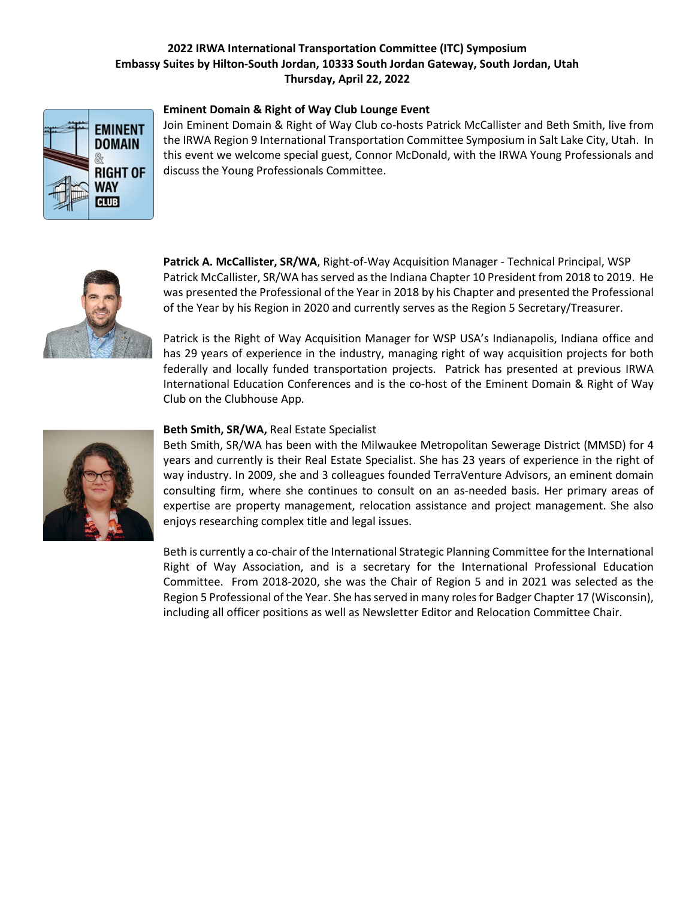**2022 IRWA International Transportation Committee (ITC) Symposium**
**Embassy Suites by Hilton-South Jordan, 10333 South Jordan Gateway, South Jordan, Utah**
**Thursday, April 22, 2022**

**Eminent Domain & Right of Way Club Lounge Event**

Join Eminent Domain & Right of Way Club co-hosts Patrick McCallister and Beth Smith, live from the IRWA Region 9 International Transportation Committee Symposium in Salt Lake City, Utah. In this event we welcome special guest, Connor McDonald, with the IRWA Young Professionals and discuss the Young Professionals Committee.

**Patrick A. McCallister, SR/WA**, Right-of-Way Acquisition Manager - Technical Principal, WSP

Patrick McCallister, SR/WA has served as the Indiana Chapter 10 President from 2018 to 2019. He was presented the Professional of the Year in 2018 by his Chapter and presented the Professional of the Year by his Region in 2020 and currently serves as the Region 5 Secretary/Treasurer.

Patrick is the Right of Way Acquisition Manager for WSP USA's Indianapolis, Indiana office and has 29 years of experience in the industry, managing right of way acquisition projects for both federally and locally funded transportation projects. Patrick has presented at previous IRWA International Education Conferences and is the co-host of the Eminent Domain & Right of Way Club on the Clubhouse App.

**Beth Smith, SR/WA,** Real Estate Specialist

Beth Smith, SR/WA has been with the Milwaukee Metropolitan Sewerage District (MMSD) for 4 years and currently is their Real Estate Specialist. She has 23 years of experience in the right of way industry. In 2009, she and 3 colleagues founded TerraVenture Advisors, an eminent domain consulting firm, where she continues to consult on an as-needed basis. Her primary areas of expertise are property management, relocation assistance and project management. She also enjoys researching complex title and legal issues.

Beth is currently a co-chair of the International Strategic Planning Committee for the International Right of Way Association, and is a secretary for the International Professional Education Committee. From 2018-2020, she was the Chair of Region 5 and in 2021 was selected as the Region 5 Professional of the Year. She has served in many roles for Badger Chapter 17 (Wisconsin), including all officer positions as well as Newsletter Editor and Relocation Committee Chair.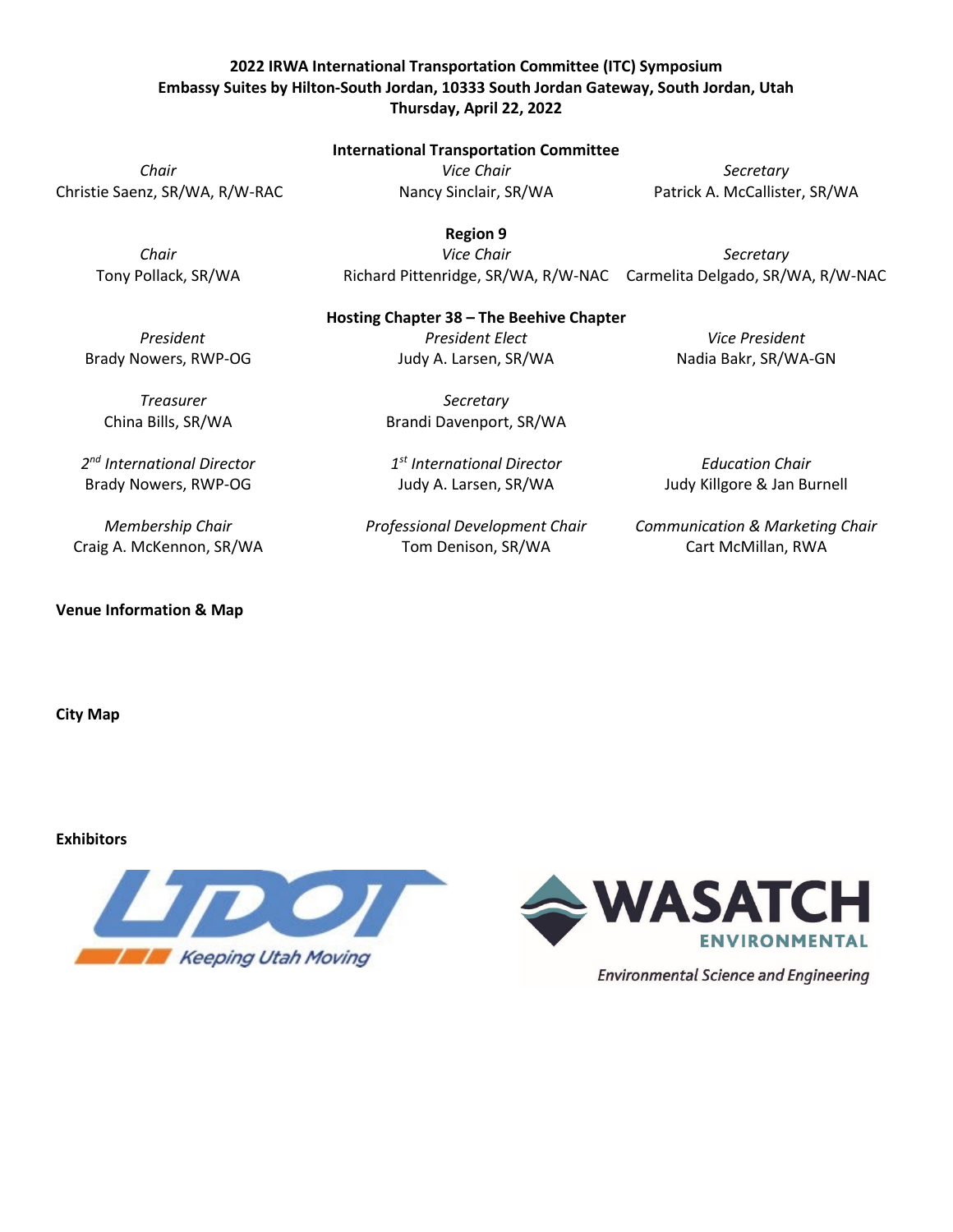**2022 IRWA International Transportation Committee (ITC) Symposium**
**Embassy Suites by Hilton-South Jordan, 10333 South Jordan Gateway, South Jordan, Utah**
**Thursday, April 22, 2022**

**International Transportation Committee**

| *Chair* | *Vice Chair* | *Secretary* |
|---|---|---|
| Christie Saenz, SR/WA, R/W-RAC | Nancy Sinclair, SR/WA | Patrick A. McCallister, SR/WA |

**Region 9**

| *Chair* | *Vice Chair* | *Secretary* |
|---|---|---|
| Tony Pollack, SR/WA | Richard Pittenridge, SR/WA, R/W-NAC | Carmelita Delgado, SR/WA, R/W-NAC |

**Hosting Chapter 38 – The Beehive Chapter**

| *President* | *President Elect* | *Vice President* |
|---|---|---|
| Brady Nowers, RWP-OG | Judy A. Larsen, SR/WA | Nadia Bakr, SR/WA-GN |
| *Treasurer* | *Secretary* | |
| China Bills, SR/WA | Brandi Davenport, SR/WA | |
| *2nd International Director* | *1st International Director* | *Education Chair* |
| Brady Nowers, RWP-OG | Judy A. Larsen, SR/WA | Judy Killgore & Jan Burnell |
| *Membership Chair* | *Professional Development Chair* | *Communication & Marketing Chair* |
| Craig A. McKennon, SR/WA | Tom Denison, SR/WA | Cart McMillan, RWA |

**Venue Information & Map**

**City Map**

**Exhibitors**

UDOT Keeping Utah Moving

WASATCH ENVIRONMENTAL
Environmental Science and Engineering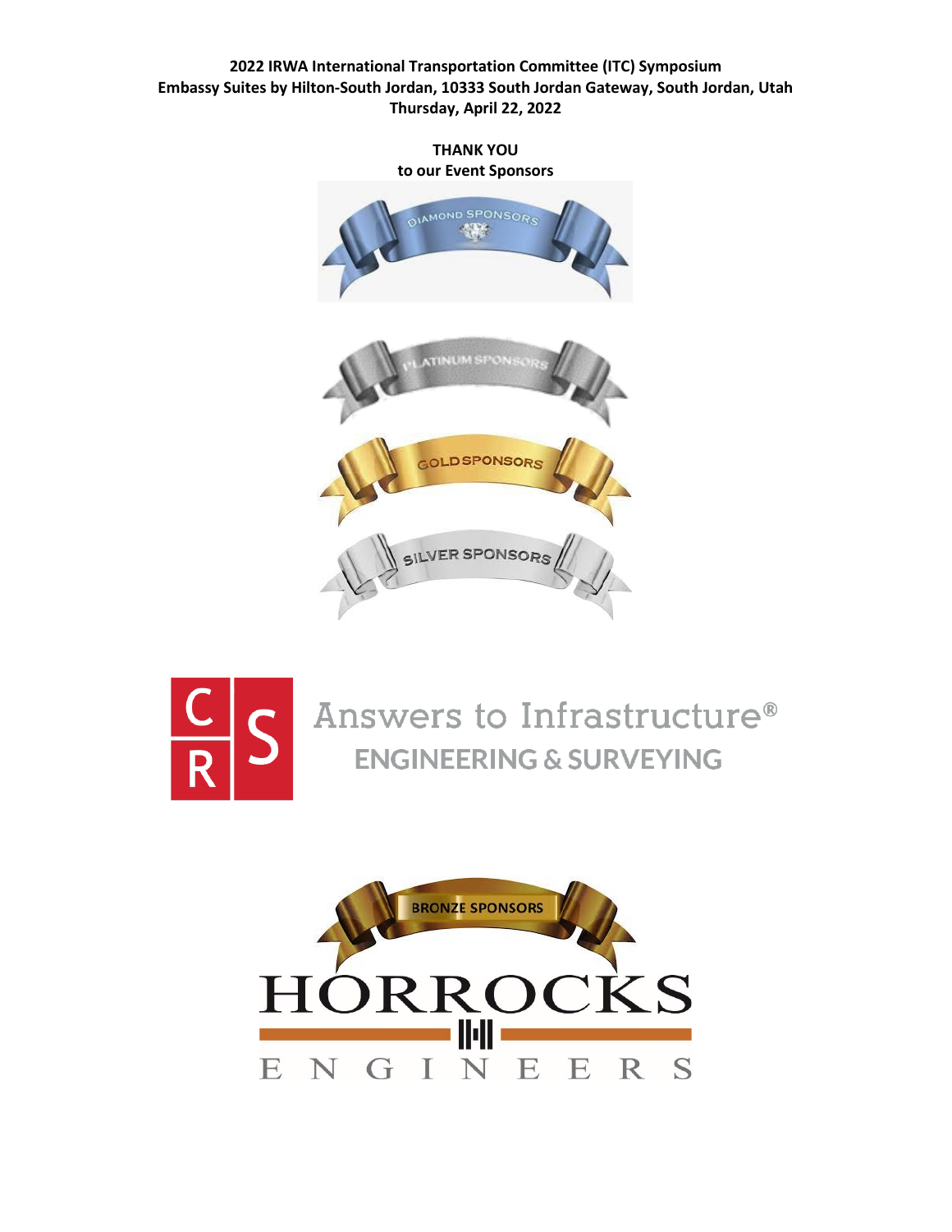**2022 IRWA International Transportation Committee (ITC) Symposium**
**Embassy Suites by Hilton-South Jordan, 10333 South Jordan Gateway, South Jordan, Utah**
**Thursday, April 22, 2022**

**THANK YOU**
**to our Event Sponsors**

DIAMOND SPONSORS

PLATINUM SPONSORS

GOLD SPONSORS

SILVER SPONSORS

CRS Answers to Infrastructure®
ENGINEERING & SURVEYING

BRONZE SPONSORS

HORROCKS ENGINEERS